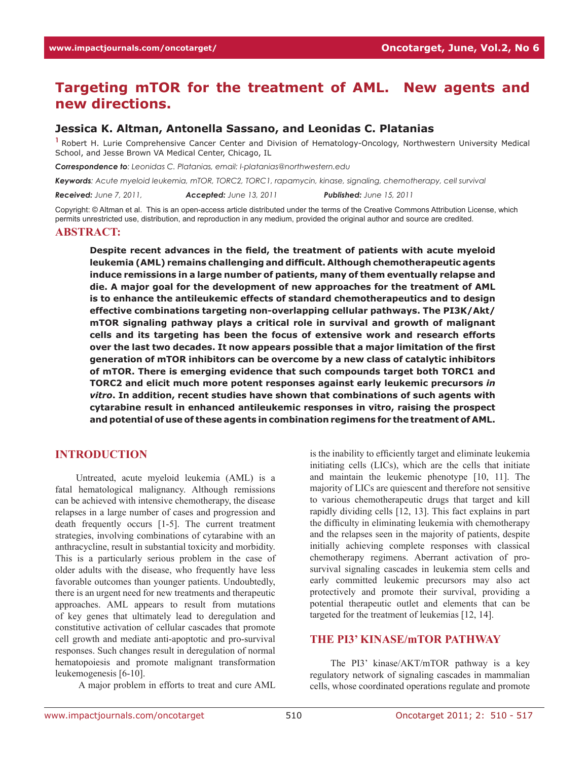# Targeting mTOR for the treatment of AML. New agents and new directions.

**Jessica K. Altman, Antonella Sassano, and Leonidas C. Platanias**

[1] Robert H. Lurie Comprehensive Cancer Center and Division of Hematology-Oncology, Northwestern University Medical School, and Jesse Brown VA Medical Center, Chicago, IL

***Correspondence to****: Leonidas C. Platanias, email: l-platanias@northwestern.edu*

***Keywords****: Acute myeloid leukemia, mTOR, TORC2, TORC1, rapamycin, kinase, signaling, chemotherapy, cell survival*

***Received:*** *June 7, 2011,* ***Accepted:*** *June 13, 2011* ***Published:*** *June 15, 2011*

Copyright: © Altman et al. This is an open-access article distributed under the terms of the Creative Commons Attribution License, which permits unrestricted use, distribution, and reproduction in any medium, provided the original author and source are credited.

## ABSTRACT:

**Despite recent advances in the field, the treatment of patients with acute myeloid leukemia (AML) remains challenging and difficult. Although chemotherapeutic agents induce remissions in a large number of patients, many of them eventually relapse and die. A major goal for the development of new approaches for the treatment of AML is to enhance the antileukemic effects of standard chemotherapeutics and to design effective combinations targeting non-overlapping cellular pathways. The PI3K/Akt/mTOR signaling pathway plays a critical role in survival and growth of malignant cells and its targeting has been the focus of extensive work and research efforts over the last two decades. It now appears possible that a major limitation of the first generation of mTOR inhibitors can be overcome by a new class of catalytic inhibitors of mTOR. There is emerging evidence that such compounds target both TORC1 and TORC2 and elicit much more potent responses against early leukemic precursors *in vitro*. In addition, recent studies have shown that combinations of such agents with cytarabine result in enhanced antileukemic responses in vitro, raising the prospect and potential of use of these agents in combination regimens for the treatment of AML.**

## INTRODUCTION

Untreated, acute myeloid leukemia (AML) is a fatal hematological malignancy. Although remissions can be achieved with intensive chemotherapy, the disease relapses in a large number of cases and progression and death frequently occurs [1-5]. The current treatment strategies, involving combinations of cytarabine with an anthracycline, result in substantial toxicity and morbidity. This is a particularly serious problem in the case of older adults with the disease, who frequently have less favorable outcomes than younger patients. Undoubtedly, there is an urgent need for new treatments and therapeutic approaches. AML appears to result from mutations of key genes that ultimately lead to deregulation and constitutive activation of cellular cascades that promote cell growth and mediate anti-apoptotic and pro-survival responses. Such changes result in deregulation of normal hematopoiesis and promote malignant transformation leukemogenesis [6-10].

A major problem in efforts to treat and cure AML is the inability to efficiently target and eliminate leukemia initiating cells (LICs), which are the cells that initiate and maintain the leukemic phenotype [10, 11]. The majority of LICs are quiescent and therefore not sensitive to various chemotherapeutic drugs that target and kill rapidly dividing cells [12, 13]. This fact explains in part the difficulty in eliminating leukemia with chemotherapy and the relapses seen in the majority of patients, despite initially achieving complete responses with classical chemotherapy regimens. Aberrant activation of pro-survival signaling cascades in leukemia stem cells and early committed leukemic precursors may also act protectively and promote their survival, providing a potential therapeutic outlet and elements that can be targeted for the treatment of leukemias [12, 14].

## THE PI3' KINASE/mTOR PATHWAY

The PI3' kinase/AKT/mTOR pathway is a key regulatory network of signaling cascades in mammalian cells, whose coordinated operations regulate and promote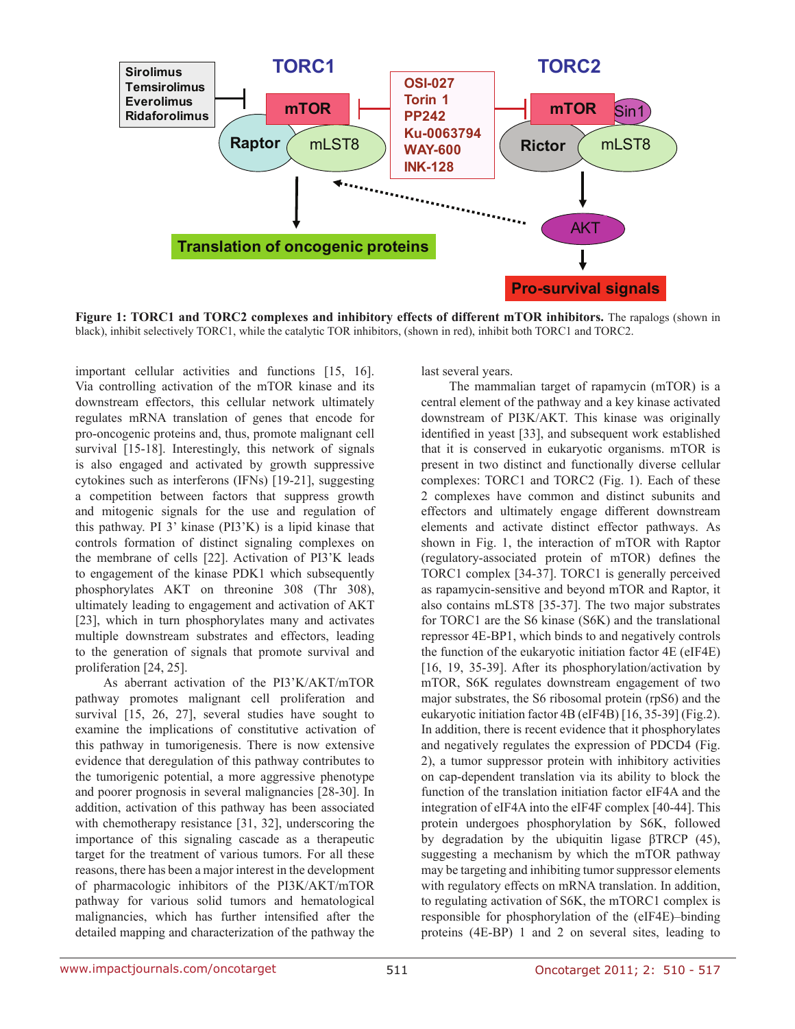**Figure 1: TORC1 and TORC2 complexes and inhibitory effects of different mTOR inhibitors.** The rapalogs (shown in black), inhibit selectively TORC1, while the catalytic TOR inhibitors, (shown in red), inhibit both TORC1 and TORC2.

important cellular activities and functions [15, 16]. Via controlling activation of the mTOR kinase and its downstream effectors, this cellular network ultimately regulates mRNA translation of genes that encode for pro-oncogenic proteins and, thus, promote malignant cell survival [15-18]. Interestingly, this network of signals is also engaged and activated by growth suppressive cytokines such as interferons (IFNs) [19-21], suggesting a competition between factors that suppress growth and mitogenic signals for the use and regulation of this pathway. PI 3' kinase (PI3'K) is a lipid kinase that controls formation of distinct signaling complexes on the membrane of cells [22]. Activation of PI3'K leads to engagement of the kinase PDK1 which subsequently phosphorylates AKT on threonine 308 (Thr 308), ultimately leading to engagement and activation of AKT [23], which in turn phosphorylates many and activates multiple downstream substrates and effectors, leading to the generation of signals that promote survival and proliferation [24, 25].

As aberrant activation of the PI3'K/AKT/mTOR pathway promotes malignant cell proliferation and survival [15, 26, 27], several studies have sought to examine the implications of constitutive activation of this pathway in tumorigenesis. There is now extensive evidence that deregulation of this pathway contributes to the tumorigenic potential, a more aggressive phenotype and poorer prognosis in several malignancies [28-30]. In addition, activation of this pathway has been associated with chemotherapy resistance [31, 32], underscoring the importance of this signaling cascade as a therapeutic target for the treatment of various tumors. For all these reasons, there has been a major interest in the development of pharmacologic inhibitors of the PI3K/AKT/mTOR pathway for various solid tumors and hematological malignancies, which has further intensified after the detailed mapping and characterization of the pathway the last several years.

The mammalian target of rapamycin (mTOR) is a central element of the pathway and a key kinase activated downstream of PI3K/AKT. This kinase was originally identified in yeast [33], and subsequent work established that it is conserved in eukaryotic organisms. mTOR is present in two distinct and functionally diverse cellular complexes: TORC1 and TORC2 (Fig. 1). Each of these 2 complexes have common and distinct subunits and effectors and ultimately engage different downstream elements and activate distinct effector pathways. As shown in Fig. 1, the interaction of mTOR with Raptor (regulatory-associated protein of mTOR) defines the TORC1 complex [34-37]. TORC1 is generally perceived as rapamycin-sensitive and beyond mTOR and Raptor, it also contains mLST8 [35-37]. The two major substrates for TORC1 are the S6 kinase (S6K) and the translational repressor 4E-BP1, which binds to and negatively controls the function of the eukaryotic initiation factor 4E (eIF4E) [16, 19, 35-39]. After its phosphorylation/activation by mTOR, S6K regulates downstream engagement of two major substrates, the S6 ribosomal protein (rpS6) and the eukaryotic initiation factor 4B (eIF4B) [16, 35-39] (Fig.2). In addition, there is recent evidence that it phosphorylates and negatively regulates the expression of PDCD4 (Fig. 2), a tumor suppressor protein with inhibitory activities on cap-dependent translation via its ability to block the function of the translation initiation factor eIF4A and the integration of eIF4A into the eIF4F complex [40-44]. This protein undergoes phosphorylation by S6K, followed by degradation by the ubiquitin ligase βTRCP (45), suggesting a mechanism by which the mTOR pathway may be targeting and inhibiting tumor suppressor elements with regulatory effects on mRNA translation. In addition, to regulating activation of S6K, the mTORC1 complex is responsible for phosphorylation of the (eIF4E)–binding proteins (4E-BP) 1 and 2 on several sites, leading to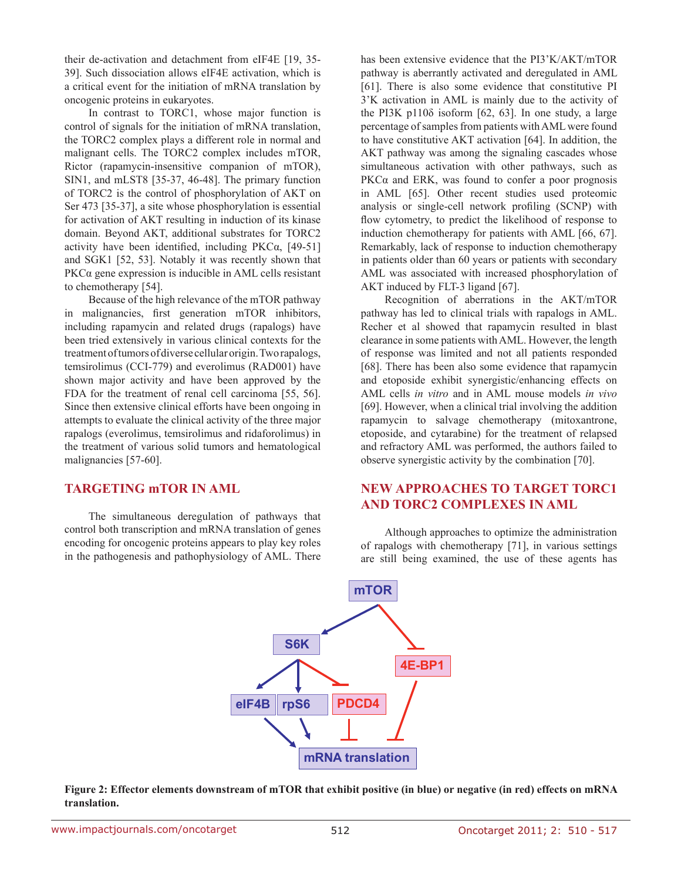their de-activation and detachment from eIF4E [19, 35-39]. Such dissociation allows eIF4E activation, which is a critical event for the initiation of mRNA translation by oncogenic proteins in eukaryotes.

In contrast to TORC1, whose major function is control of signals for the initiation of mRNA translation, the TORC2 complex plays a different role in normal and malignant cells. The TORC2 complex includes mTOR, Rictor (rapamycin-insensitive companion of mTOR), SIN1, and mLST8 [35-37, 46-48]. The primary function of TORC2 is the control of phosphorylation of AKT on Ser 473 [35-37], a site whose phosphorylation is essential for activation of AKT resulting in induction of its kinase domain. Beyond AKT, additional substrates for TORC2 activity have been identified, including PKCα, [49-51] and SGK1 [52, 53]. Notably it was recently shown that PKCα gene expression is inducible in AML cells resistant to chemotherapy [54].

Because of the high relevance of the mTOR pathway in malignancies, first generation mTOR inhibitors, including rapamycin and related drugs (rapalogs) have been tried extensively in various clinical contexts for the treatment of tumors of diverse cellular origin. Two rapalogs, temsirolimus (CCI-779) and everolimus (RAD001) have shown major activity and have been approved by the FDA for the treatment of renal cell carcinoma [55, 56]. Since then extensive clinical efforts have been ongoing in attempts to evaluate the clinical activity of the three major rapalogs (everolimus, temsirolimus and ridaforolimus) in the treatment of various solid tumors and hematological malignancies [57-60].

## TARGETING mTOR IN AML

The simultaneous deregulation of pathways that control both transcription and mRNA translation of genes encoding for oncogenic proteins appears to play key roles in the pathogenesis and pathophysiology of AML. There has been extensive evidence that the PI3'K/AKT/mTOR pathway is aberrantly activated and deregulated in AML [61]. There is also some evidence that constitutive PI 3'K activation in AML is mainly due to the activity of the PI3K p110δ isoform [62, 63]. In one study, a large percentage of samples from patients with AML were found to have constitutive AKT activation [64]. In addition, the AKT pathway was among the signaling cascades whose simultaneous activation with other pathways, such as PKCα and ERK, was found to confer a poor prognosis in AML [65]. Other recent studies used proteomic analysis or single-cell network profiling (SCNP) with flow cytometry, to predict the likelihood of response to induction chemotherapy for patients with AML [66, 67]. Remarkably, lack of response to induction chemotherapy in patients older than 60 years or patients with secondary AML was associated with increased phosphorylation of AKT induced by FLT-3 ligand [67].

Recognition of aberrations in the AKT/mTOR pathway has led to clinical trials with rapalogs in AML. Recher et al showed that rapamycin resulted in blast clearance in some patients with AML. However, the length of response was limited and not all patients responded [68]. There has been also some evidence that rapamycin and etoposide exhibit synergistic/enhancing effects on AML cells *in vitro* and in AML mouse models *in vivo* [69]. However, when a clinical trial involving the addition rapamycin to salvage chemotherapy (mitoxantrone, etoposide, and cytarabine) for the treatment of relapsed and refractory AML was performed, the authors failed to observe synergistic activity by the combination [70].

## NEW APPROACHES TO TARGET TORC1 AND TORC2 COMPLEXES IN AML

Although approaches to optimize the administration of rapalogs with chemotherapy [71], in various settings are still being examined, the use of these agents has

**Figure 2: Effector elements downstream of mTOR that exhibit positive (in blue) or negative (in red) effects on mRNA translation.**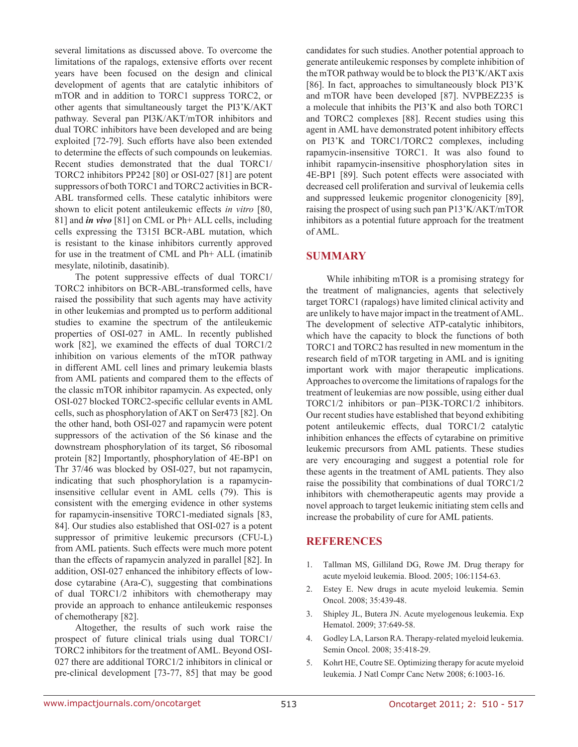several limitations as discussed above. To overcome the limitations of the rapalogs, extensive efforts over recent years have been focused on the design and clinical development of agents that are catalytic inhibitors of mTOR and in addition to TORC1 suppress TORC2, or other agents that simultaneously target the PI3'K/AKT pathway. Several pan PI3K/AKT/mTOR inhibitors and dual TORC inhibitors have been developed and are being exploited [72-79]. Such efforts have also been extended to determine the effects of such compounds on leukemias. Recent studies demonstrated that the dual TORC1/TORC2 inhibitors PP242 [80] or OSI-027 [81] are potent suppressors of both TORC1 and TORC2 activities in BCR-ABL transformed cells. These catalytic inhibitors were shown to elicit potent antileukemic effects *in vitro* [80, 81] and ***in vivo*** [81] on CML or Ph+ ALL cells, including cells expressing the T315I BCR-ABL mutation, which is resistant to the kinase inhibitors currently approved for use in the treatment of CML and Ph+ ALL (imatinib mesylate, nilotinib, dasatinib).

The potent suppressive effects of dual TORC1/TORC2 inhibitors on BCR-ABL-transformed cells, have raised the possibility that such agents may have activity in other leukemias and prompted us to perform additional studies to examine the spectrum of the antileukemic properties of OSI-027 in AML. In recently published work [82], we examined the effects of dual TORC1/2 inhibition on various elements of the mTOR pathway in different AML cell lines and primary leukemia blasts from AML patients and compared them to the effects of the classic mTOR inhibitor rapamycin. As expected, only OSI-027 blocked TORC2-specific cellular events in AML cells, such as phosphorylation of AKT on Ser473 [82]. On the other hand, both OSI-027 and rapamycin were potent suppressors of the activation of the S6 kinase and the downstream phosphorylation of its target, S6 ribosomal protein [82] Importantly, phosphorylation of 4E-BP1 on Thr 37/46 was blocked by OSI-027, but not rapamycin, indicating that such phosphorylation is a rapamycin-insensitive cellular event in AML cells (79). This is consistent with the emerging evidence in other systems for rapamycin-insensitive TORC1-mediated signals [83, 84]. Our studies also established that OSI-027 is a potent suppressor of primitive leukemic precursors (CFU-L) from AML patients. Such effects were much more potent than the effects of rapamycin analyzed in parallel [82]. In addition, OSI-027 enhanced the inhibitory effects of low-dose cytarabine (Ara-C), suggesting that combinations of dual TORC1/2 inhibitors with chemotherapy may provide an approach to enhance antileukemic responses of chemotherapy [82].

Altogether, the results of such work raise the prospect of future clinical trials using dual TORC1/TORC2 inhibitors for the treatment of AML. Beyond OSI-027 there are additional TORC1/2 inhibitors in clinical or pre-clinical development [73-77, 85] that may be good candidates for such studies. Another potential approach to generate antileukemic responses by complete inhibition of the mTOR pathway would be to block the PI3'K/AKT axis [86]. In fact, approaches to simultaneously block PI3'K and mTOR have been developed [87]. NVPBEZ235 is a molecule that inhibits the PI3'K and also both TORC1 and TORC2 complexes [88]. Recent studies using this agent in AML have demonstrated potent inhibitory effects on PI3'K and TORC1/TORC2 complexes, including rapamycin-insensitive TORC1. It was also found to inhibit rapamycin-insensitive phosphorylation sites in 4E-BP1 [89]. Such potent effects were associated with decreased cell proliferation and survival of leukemia cells and suppressed leukemic progenitor clonogenicity [89], raising the prospect of using such pan P13'K/AKT/mTOR inhibitors as a potential future approach for the treatment of AML.

## SUMMARY

While inhibiting mTOR is a promising strategy for the treatment of malignancies, agents that selectively target TORC1 (rapalogs) have limited clinical activity and are unlikely to have major impact in the treatment of AML. The development of selective ATP-catalytic inhibitors, which have the capacity to block the functions of both TORC1 and TORC2 has resulted in new momentum in the research field of mTOR targeting in AML and is igniting important work with major therapeutic implications. Approaches to overcome the limitations of rapalogs for the treatment of leukemias are now possible, using either dual TORC1/2 inhibitors or pan–PI3K-TORC1/2 inhibitors. Our recent studies have established that beyond exhibiting potent antileukemic effects, dual TORC1/2 catalytic inhibition enhances the effects of cytarabine on primitive leukemic precursors from AML patients. These studies are very encouraging and suggest a potential role for these agents in the treatment of AML patients. They also raise the possibility that combinations of dual TORC1/2 inhibitors with chemotherapeutic agents may provide a novel approach to target leukemic initiating stem cells and increase the probability of cure for AML patients.

## REFERENCES

1. Tallman MS, Gilliland DG, Rowe JM. Drug therapy for acute myeloid leukemia. Blood. 2005; 106:1154-63.
2. Estey E. New drugs in acute myeloid leukemia. Semin Oncol. 2008; 35:439-48.
3. Shipley JL, Butera JN. Acute myelogenous leukemia. Exp Hematol. 2009; 37:649-58.
4. Godley LA, Larson RA. Therapy-related myeloid leukemia. Semin Oncol. 2008; 35:418-29.
5. Kohrt HE, Coutre SE. Optimizing therapy for acute myeloid leukemia. J Natl Compr Canc Netw 2008; 6:1003-16.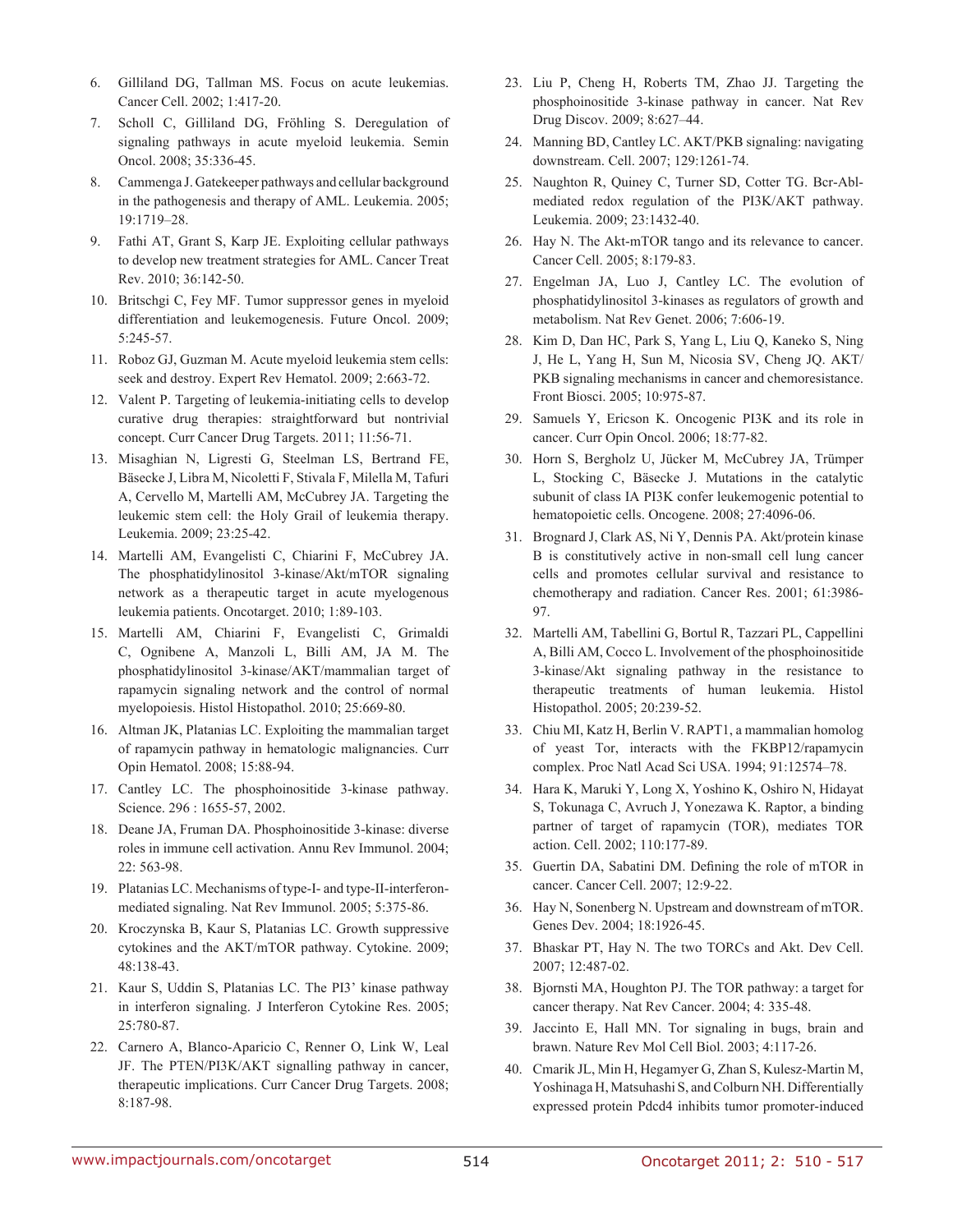6. Gilliland DG, Tallman MS. Focus on acute leukemias. Cancer Cell. 2002; 1:417-20.
7. Scholl C, Gilliland DG, Fröhling S. Deregulation of signaling pathways in acute myeloid leukemia. Semin Oncol. 2008; 35:336-45.
8. Cammenga J. Gatekeeper pathways and cellular background in the pathogenesis and therapy of AML. Leukemia. 2005; 19:1719–28.
9. Fathi AT, Grant S, Karp JE. Exploiting cellular pathways to develop new treatment strategies for AML. Cancer Treat Rev. 2010; 36:142-50.
10. Britschgi C, Fey MF. Tumor suppressor genes in myeloid differentiation and leukemogenesis. Future Oncol. 2009; 5:245-57.
11. Roboz GJ, Guzman M. Acute myeloid leukemia stem cells: seek and destroy. Expert Rev Hematol. 2009; 2:663-72.
12. Valent P. Targeting of leukemia-initiating cells to develop curative drug therapies: straightforward but nontrivial concept. Curr Cancer Drug Targets. 2011; 11:56-71.
13. Misaghian N, Ligresti G, Steelman LS, Bertrand FE, Bäsecke J, Libra M, Nicoletti F, Stivala F, Milella M, Tafuri A, Cervello M, Martelli AM, McCubrey JA. Targeting the leukemic stem cell: the Holy Grail of leukemia therapy. Leukemia. 2009; 23:25-42.
14. Martelli AM, Evangelisti C, Chiarini F, McCubrey JA. The phosphatidylinositol 3-kinase/Akt/mTOR signaling network as a therapeutic target in acute myelogenous leukemia patients. Oncotarget. 2010; 1:89-103.
15. Martelli AM, Chiarini F, Evangelisti C, Grimaldi C, Ognibene A, Manzoli L, Billi AM, JA M. The phosphatidylinositol 3-kinase/AKT/mammalian target of rapamycin signaling network and the control of normal myelopoiesis. Histol Histopathol. 2010; 25:669-80.
16. Altman JK, Platanias LC. Exploiting the mammalian target of rapamycin pathway in hematologic malignancies. Curr Opin Hematol. 2008; 15:88-94.
17. Cantley LC. The phosphoinositide 3-kinase pathway. Science. 296 : 1655-57, 2002.
18. Deane JA, Fruman DA. Phosphoinositide 3-kinase: diverse roles in immune cell activation. Annu Rev Immunol. 2004; 22: 563-98.
19. Platanias LC. Mechanisms of type-I- and type-II-interferon-mediated signaling. Nat Rev Immunol. 2005; 5:375-86.
20. Kroczynska B, Kaur S, Platanias LC. Growth suppressive cytokines and the AKT/mTOR pathway. Cytokine. 2009; 48:138-43.
21. Kaur S, Uddin S, Platanias LC. The PI3' kinase pathway in interferon signaling. J Interferon Cytokine Res. 2005; 25:780-87.
22. Carnero A, Blanco-Aparicio C, Renner O, Link W, Leal JF. The PTEN/PI3K/AKT signalling pathway in cancer, therapeutic implications. Curr Cancer Drug Targets. 2008; 8:187-98.
23. Liu P, Cheng H, Roberts TM, Zhao JJ. Targeting the phosphoinositide 3-kinase pathway in cancer. Nat Rev Drug Discov. 2009; 8:627–44.
24. Manning BD, Cantley LC. AKT/PKB signaling: navigating downstream. Cell. 2007; 129:1261-74.
25. Naughton R, Quiney C, Turner SD, Cotter TG. Bcr-Abl-mediated redox regulation of the PI3K/AKT pathway. Leukemia. 2009; 23:1432-40.
26. Hay N. The Akt-mTOR tango and its relevance to cancer. Cancer Cell. 2005; 8:179-83.
27. Engelman JA, Luo J, Cantley LC. The evolution of phosphatidylinositol 3-kinases as regulators of growth and metabolism. Nat Rev Genet. 2006; 7:606-19.
28. Kim D, Dan HC, Park S, Yang L, Liu Q, Kaneko S, Ning J, He L, Yang H, Sun M, Nicosia SV, Cheng JQ. AKT/PKB signaling mechanisms in cancer and chemoresistance. Front Biosci. 2005; 10:975-87.
29. Samuels Y, Ericson K. Oncogenic PI3K and its role in cancer. Curr Opin Oncol. 2006; 18:77-82.
30. Horn S, Bergholz U, Jücker M, McCubrey JA, Trümper L, Stocking C, Bäsecke J. Mutations in the catalytic subunit of class IA PI3K confer leukemogenic potential to hematopoietic cells. Oncogene. 2008; 27:4096-06.
31. Brognard J, Clark AS, Ni Y, Dennis PA. Akt/protein kinase B is constitutively active in non-small cell lung cancer cells and promotes cellular survival and resistance to chemotherapy and radiation. Cancer Res. 2001; 61:3986-97.
32. Martelli AM, Tabellini G, Bortul R, Tazzari PL, Cappellini A, Billi AM, Cocco L. Involvement of the phosphoinositide 3-kinase/Akt signaling pathway in the resistance to therapeutic treatments of human leukemia. Histol Histopathol. 2005; 20:239-52.
33. Chiu MI, Katz H, Berlin V. RAPT1, a mammalian homolog of yeast Tor, interacts with the FKBP12/rapamycin complex. Proc Natl Acad Sci USA. 1994; 91:12574–78.
34. Hara K, Maruki Y, Long X, Yoshino K, Oshiro N, Hidayat S, Tokunaga C, Avruch J, Yonezawa K. Raptor, a binding partner of target of rapamycin (TOR), mediates TOR action. Cell. 2002; 110:177-89.
35. Guertin DA, Sabatini DM. Defining the role of mTOR in cancer. Cancer Cell. 2007; 12:9-22.
36. Hay N, Sonenberg N. Upstream and downstream of mTOR. Genes Dev. 2004; 18:1926-45.
37. Bhaskar PT, Hay N. The two TORCs and Akt. Dev Cell. 2007; 12:487-02.
38. Bjornsti MA, Houghton PJ. The TOR pathway: a target for cancer therapy. Nat Rev Cancer. 2004; 4: 335-48.
39. Jaccinto E, Hall MN. Tor signaling in bugs, brain and brawn. Nature Rev Mol Cell Biol. 2003; 4:117-26.
40. Cmarik JL, Min H, Hegamyer G, Zhan S, Kulesz-Martin M, Yoshinaga H, Matsuhashi S, and Colburn NH. Differentially expressed protein Pdcd4 inhibits tumor promoter-induced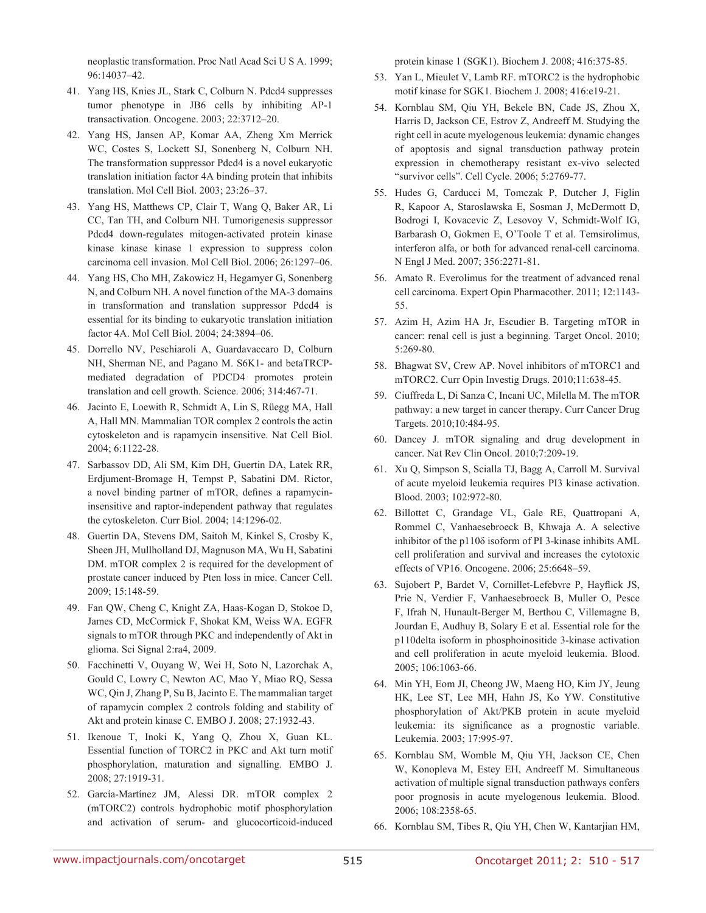neoplastic transformation. Proc Natl Acad Sci U S A. 1999; 96:14037–42.

41. Yang HS, Knies JL, Stark C, Colburn N. Pdcd4 suppresses tumor phenotype in JB6 cells by inhibiting AP-1 transactivation. Oncogene. 2003; 22:3712–20.

42. Yang HS, Jansen AP, Komar AA, Zheng Xm Merrick WC, Costes S, Lockett SJ, Sonenberg N, Colburn NH. The transformation suppressor Pdcd4 is a novel eukaryotic translation initiation factor 4A binding protein that inhibits translation. Mol Cell Biol. 2003; 23:26–37.

43. Yang HS, Matthews CP, Clair T, Wang Q, Baker AR, Li CC, Tan TH, and Colburn NH. Tumorigenesis suppressor Pdcd4 down-regulates mitogen-activated protein kinase kinase kinase kinase 1 expression to suppress colon carcinoma cell invasion. Mol Cell Biol. 2006; 26:1297–06.

44. Yang HS, Cho MH, Zakowicz H, Hegamyer G, Sonenberg N, and Colburn NH. A novel function of the MA-3 domains in transformation and translation suppressor Pdcd4 is essential for its binding to eukaryotic translation initiation factor 4A. Mol Cell Biol. 2004; 24:3894–06.

45. Dorrello NV, Peschiaroli A, Guardavaccaro D, Colburn NH, Sherman NE, and Pagano M. S6K1- and betaTRCP-mediated degradation of PDCD4 promotes protein translation and cell growth. Science. 2006; 314:467-71.

46. Jacinto E, Loewith R, Schmidt A, Lin S, Rüegg MA, Hall A, Hall MN. Mammalian TOR complex 2 controls the actin cytoskeleton and is rapamycin insensitive. Nat Cell Biol. 2004; 6:1122-28.

47. Sarbassov DD, Ali SM, Kim DH, Guertin DA, Latek RR, Erdjument-Bromage H, Tempst P, Sabatini DM. Rictor, a novel binding partner of mTOR, defines a rapamycin-insensitive and raptor-independent pathway that regulates the cytoskeleton. Curr Biol. 2004; 14:1296-02.

48. Guertin DA, Stevens DM, Saitoh M, Kinkel S, Crosby K, Sheen JH, Mullholland DJ, Magnuson MA, Wu H, Sabatini DM. mTOR complex 2 is required for the development of prostate cancer induced by Pten loss in mice. Cancer Cell. 2009; 15:148-59.

49. Fan QW, Cheng C, Knight ZA, Haas-Kogan D, Stokoe D, James CD, McCormick F, Shokat KM, Weiss WA. EGFR signals to mTOR through PKC and independently of Akt in glioma. Sci Signal 2:ra4, 2009.

50. Facchinetti V, Ouyang W, Wei H, Soto N, Lazorchak A, Gould C, Lowry C, Newton AC, Mao Y, Miao RQ, Sessa WC, Qin J, Zhang P, Su B, Jacinto E. The mammalian target of rapamycin complex 2 controls folding and stability of Akt and protein kinase C. EMBO J. 2008; 27:1932-43.

51. Ikenoue T, Inoki K, Yang Q, Zhou X, Guan KL. Essential function of TORC2 in PKC and Akt turn motif phosphorylation, maturation and signalling. EMBO J. 2008; 27:1919-31.

52. García-Martínez JM, Alessi DR. mTOR complex 2 (mTORC2) controls hydrophobic motif phosphorylation and activation of serum- and glucocorticoid-induced protein kinase 1 (SGK1). Biochem J. 2008; 416:375-85.

53. Yan L, Mieulet V, Lamb RF. mTORC2 is the hydrophobic motif kinase for SGK1. Biochem J. 2008; 416:e19-21.

54. Kornblau SM, Qiu YH, Bekele BN, Cade JS, Zhou X, Harris D, Jackson CE, Estrov Z, Andreeff M. Studying the right cell in acute myelogenous leukemia: dynamic changes of apoptosis and signal transduction pathway protein expression in chemotherapy resistant ex-vivo selected "survivor cells". Cell Cycle. 2006; 5:2769-77.

55. Hudes G, Carducci M, Tomczak P, Dutcher J, Figlin R, Kapoor A, Staroslawska E, Sosman J, McDermott D, Bodrogi I, Kovacevic Z, Lesovoy V, Schmidt-Wolf IG, Barbarash O, Gokmen E, O'Toole T et al. Temsirolimus, interferon alfa, or both for advanced renal-cell carcinoma. N Engl J Med. 2007; 356:2271-81.

56. Amato R. Everolimus for the treatment of advanced renal cell carcinoma. Expert Opin Pharmacother. 2011; 12:1143-55.

57. Azim H, Azim HA Jr, Escudier B. Targeting mTOR in cancer: renal cell is just a beginning. Target Oncol. 2010; 5:269-80.

58. Bhagwat SV, Crew AP. Novel inhibitors of mTORC1 and mTORC2. Curr Opin Investig Drugs. 2010;11:638-45.

59. Ciuffreda L, Di Sanza C, Incani UC, Milella M. The mTOR pathway: a new target in cancer therapy. Curr Cancer Drug Targets. 2010;10:484-95.

60. Dancey J. mTOR signaling and drug development in cancer. Nat Rev Clin Oncol. 2010;7:209-19.

61. Xu Q, Simpson S, Scialla TJ, Bagg A, Carroll M. Survival of acute myeloid leukemia requires PI3 kinase activation. Blood. 2003; 102:972-80.

62. Billottet C, Grandage VL, Gale RE, Quattropani A, Rommel C, Vanhaesebroeck B, Khwaja A. A selective inhibitor of the p110δ isoform of PI 3-kinase inhibits AML cell proliferation and survival and increases the cytotoxic effects of VP16. Oncogene. 2006; 25:6648–59.

63. Sujobert P, Bardet V, Cornillet-Lefebvre P, Hayflick JS, Prie N, Verdier F, Vanhaesebroeck B, Muller O, Pesce F, Ifrah N, Hunault-Berger M, Berthou C, Villemagne B, Jourdan E, Audhuy B, Solary E et al. Essential role for the p110delta isoform in phosphoinositide 3-kinase activation and cell proliferation in acute myeloid leukemia. Blood. 2005; 106:1063-66.

64. Min YH, Eom JI, Cheong JW, Maeng HO, Kim JY, Jeung HK, Lee ST, Lee MH, Hahn JS, Ko YW. Constitutive phosphorylation of Akt/PKB protein in acute myeloid leukemia: its significance as a prognostic variable. Leukemia. 2003; 17:995-97.

65. Kornblau SM, Womble M, Qiu YH, Jackson CE, Chen W, Konopleva M, Estey EH, Andreeff M. Simultaneous activation of multiple signal transduction pathways confers poor prognosis in acute myelogenous leukemia. Blood. 2006; 108:2358-65.

66. Kornblau SM, Tibes R, Qiu YH, Chen W, Kantarjian HM,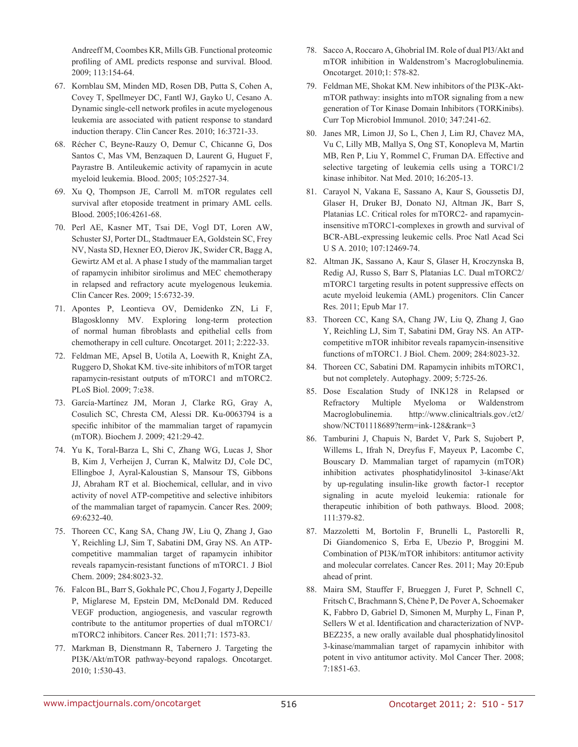Andreeff M, Coombes KR, Mills GB. Functional proteomic profiling of AML predicts response and survival. Blood. 2009; 113:154-64.

67. Kornblau SM, Minden MD, Rosen DB, Putta S, Cohen A, Covey T, Spellmeyer DC, Fantl WJ, Gayko U, Cesano A. Dynamic single-cell network profiles in acute myelogenous leukemia are associated with patient response to standard induction therapy. Clin Cancer Res. 2010; 16:3721-33.

68. Récher C, Beyne-Rauzy O, Demur C, Chicanne G, Dos Santos C, Mas VM, Benzaquen D, Laurent G, Huguet F, Payrastre B. Antileukemic activity of rapamycin in acute myeloid leukemia. Blood. 2005; 105:2527-34.

69. Xu Q, Thompson JE, Carroll M. mTOR regulates cell survival after etoposide treatment in primary AML cells. Blood. 2005;106:4261-68.

70. Perl AE, Kasner MT, Tsai DE, Vogl DT, Loren AW, Schuster SJ, Porter DL, Stadtmauer EA, Goldstein SC, Frey NV, Nasta SD, Hexner EO, Dierov JK, Swider CR, Bagg A, Gewirtz AM et al. A phase I study of the mammalian target of rapamycin inhibitor sirolimus and MEC chemotherapy in relapsed and refractory acute myelogenous leukemia. Clin Cancer Res. 2009; 15:6732-39.

71. Apontes P, Leontieva OV, Demidenko ZN, Li F, Blagosklonny MV. Exploring long-term protection of normal human fibroblasts and epithelial cells from chemotherapy in cell culture. Oncotarget. 2011; 2:222-33.

72. Feldman ME, Apsel B, Uotila A, Loewith R, Knight ZA, Ruggero D, Shokat KM. tive-site inhibitors of mTOR target rapamycin-resistant outputs of mTORC1 and mTORC2. PLoS Biol. 2009; 7:e38.

73. García-Martínez JM, Moran J, Clarke RG, Gray A, Cosulich SC, Chresta CM, Alessi DR. Ku-0063794 is a specific inhibitor of the mammalian target of rapamycin (mTOR). Biochem J. 2009; 421:29-42.

74. Yu K, Toral-Barza L, Shi C, Zhang WG, Lucas J, Shor B, Kim J, Verheijen J, Curran K, Malwitz DJ, Cole DC, Ellingboe J, Ayral-Kaloustian S, Mansour TS, Gibbons JJ, Abraham RT et al. Biochemical, cellular, and in vivo activity of novel ATP-competitive and selective inhibitors of the mammalian target of rapamycin. Cancer Res. 2009; 69:6232-40.

75. Thoreen CC, Kang SA, Chang JW, Liu Q, Zhang J, Gao Y, Reichling LJ, Sim T, Sabatini DM, Gray NS. An ATP-competitive mammalian target of rapamycin inhibitor reveals rapamycin-resistant functions of mTORC1. J Biol Chem. 2009; 284:8023-32.

76. Falcon BL, Barr S, Gokhale PC, Chou J, Fogarty J, Depeille P, Miglarese M, Epstein DM, McDonald DM. Reduced VEGF production, angiogenesis, and vascular regrowth contribute to the antitumor properties of dual mTORC1/mTORC2 inhibitors. Cancer Res. 2011;71: 1573-83.

77. Markman B, Dienstmann R, Tabernero J. Targeting the PI3K/Akt/mTOR pathway-beyond rapalogs. Oncotarget. 2010; 1:530-43.

78. Sacco A, Roccaro A, Ghobrial IM. Role of dual PI3/Akt and mTOR inhibition in Waldenstrom's Macroglobulinemia. Oncotarget. 2010;1: 578-82.

79. Feldman ME, Shokat KM. New inhibitors of the PI3K-Akt-mTOR pathway: insights into mTOR signaling from a new generation of Tor Kinase Domain Inhibitors (TORKinibs). Curr Top Microbiol Immunol. 2010; 347:241-62.

80. Janes MR, Limon JJ, So L, Chen J, Lim RJ, Chavez MA, Vu C, Lilly MB, Mallya S, Ong ST, Konopleva M, Martin MB, Ren P, Liu Y, Rommel C, Fruman DA. Effective and selective targeting of leukemia cells using a TORC1/2 kinase inhibitor. Nat Med. 2010; 16:205-13.

81. Carayol N, Vakana E, Sassano A, Kaur S, Goussetis DJ, Glaser H, Druker BJ, Donato NJ, Altman JK, Barr S, Platanias LC. Critical roles for mTORC2- and rapamycin-insensitive mTORC1-complexes in growth and survival of BCR-ABL-expressing leukemic cells. Proc Natl Acad Sci U S A. 2010; 107:12469-74.

82. Altman JK, Sassano A, Kaur S, Glaser H, Kroczynska B, Redig AJ, Russo S, Barr S, Platanias LC. Dual mTORC2/mTORC1 targeting results in potent suppressive effects on acute myeloid leukemia (AML) progenitors. Clin Cancer Res. 2011; Epub Mar 17.

83. Thoreen CC, Kang SA, Chang JW, Liu Q, Zhang J, Gao Y, Reichling LJ, Sim T, Sabatini DM, Gray NS. An ATP-competitive mTOR inhibitor reveals rapamycin-insensitive functions of mTORC1. J Biol. Chem. 2009; 284:8023-32.

84. Thoreen CC, Sabatini DM. Rapamycin inhibits mTORC1, but not completely. Autophagy. 2009; 5:725-26.

85. Dose Escalation Study of INK128 in Relapsed or Refractory Multiple Myeloma or Waldenstrom Macroglobulinemia. http://www.clinicaltrials.gov./ct2/show/NCT01118689?term=ink-128&rank=3

86. Tamburini J, Chapuis N, Bardet V, Park S, Sujobert P, Willems L, Ifrah N, Dreyfus F, Mayeux P, Lacombe C, Bouscary D. Mammalian target of rapamycin (mTOR) inhibition activates phosphatidylinositol 3-kinase/Akt by up-regulating insulin-like growth factor-1 receptor signaling in acute myeloid leukemia: rationale for therapeutic inhibition of both pathways. Blood. 2008; 111:379-82.

87. Mazzoletti M, Bortolin F, Brunelli L, Pastorelli R, Di Giandomenico S, Erba E, Ubezio P, Broggini M. Combination of PI3K/mTOR inhibitors: antitumor activity and molecular correlates. Cancer Res. 2011; May 20:Epub ahead of print.

88. Maira SM, Stauffer F, Brueggen J, Furet P, Schnell C, Fritsch C, Brachmann S, Chène P, De Pover A, Schoemaker K, Fabbro D, Gabriel D, Simonen M, Murphy L, Finan P, Sellers W et al. Identification and characterization of NVP-BEZ235, a new orally available dual phosphatidylinositol 3-kinase/mammalian target of rapamycin inhibitor with potent in vivo antitumor activity. Mol Cancer Ther. 2008; 7:1851-63.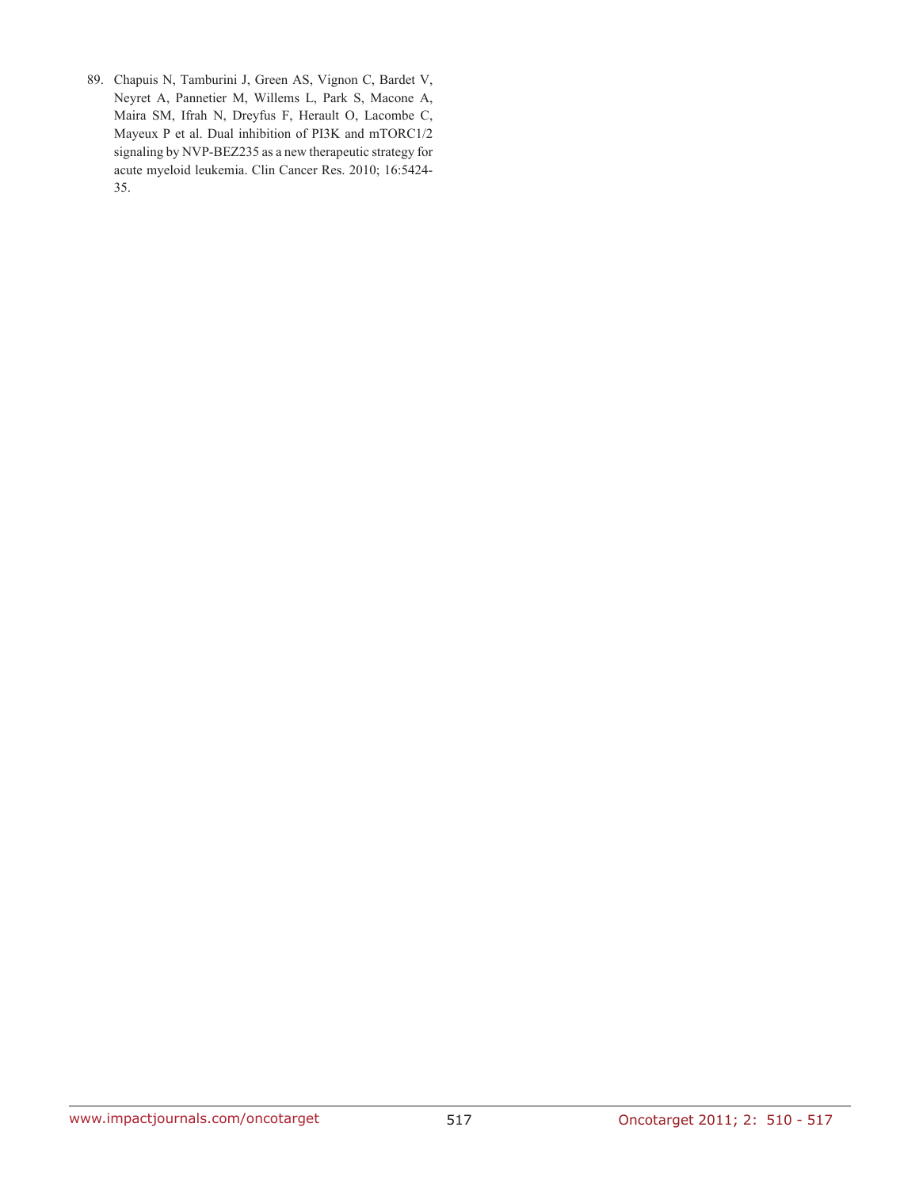89. Chapuis N, Tamburini J, Green AS, Vignon C, Bardet V, Neyret A, Pannetier M, Willems L, Park S, Macone A, Maira SM, Ifrah N, Dreyfus F, Herault O, Lacombe C, Mayeux P et al. Dual inhibition of PI3K and mTORC1/2 signaling by NVP-BEZ235 as a new therapeutic strategy for acute myeloid leukemia. Clin Cancer Res. 2010; 16:5424-35.